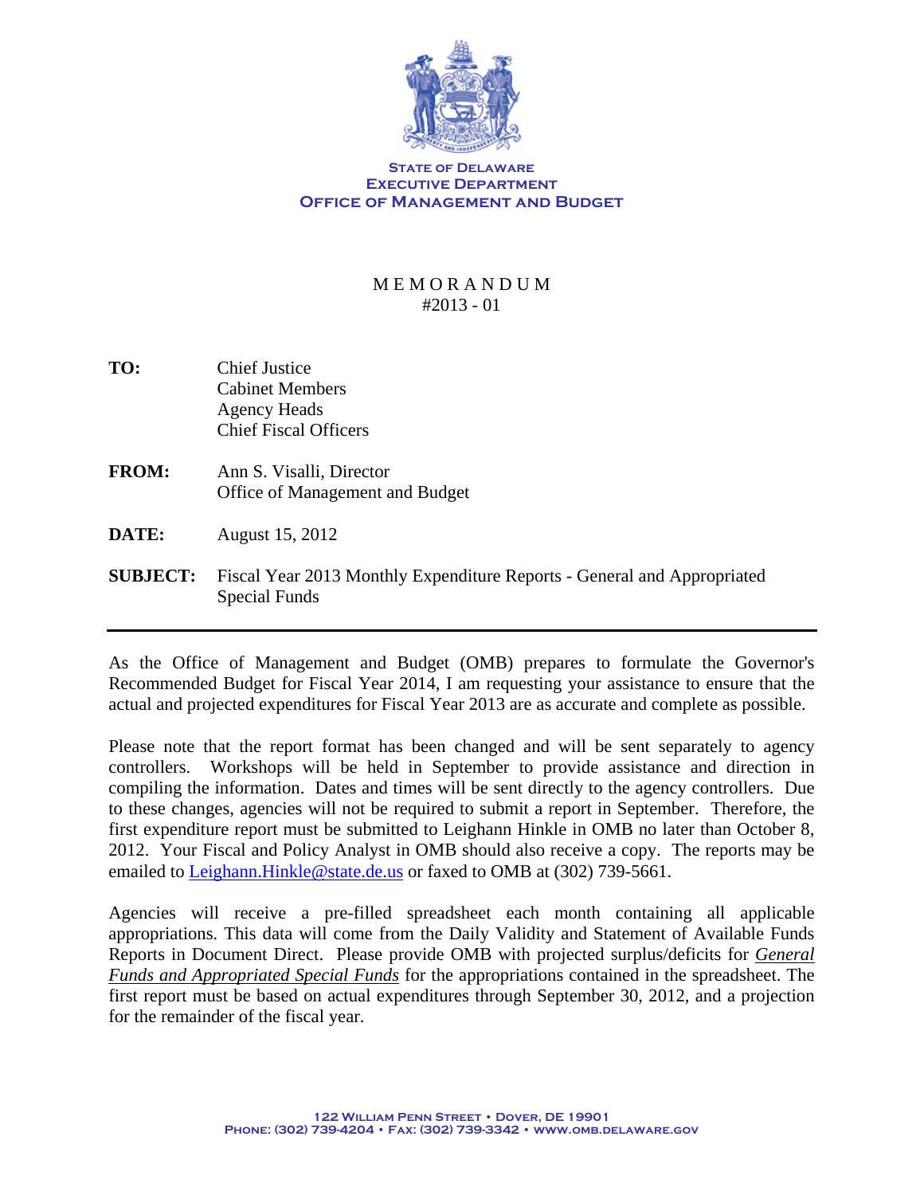**STATE OF DELAWARE**
**EXECUTIVE DEPARTMENT**
**OFFICE OF MANAGEMENT AND BUDGET**

# MEMORANDUM
#2013 - 01

**TO:** Chief Justice
Cabinet Members
Agency Heads
Chief Fiscal Officers

**FROM:** Ann S. Visalli, Director
Office of Management and Budget

**DATE:** August 15, 2012

**SUBJECT:** Fiscal Year 2013 Monthly Expenditure Reports - General and Appropriated Special Funds

---

As the Office of Management and Budget (OMB) prepares to formulate the Governor's Recommended Budget for Fiscal Year 2014, I am requesting your assistance to ensure that the actual and projected expenditures for Fiscal Year 2013 are as accurate and complete as possible.

Please note that the report format has been changed and will be sent separately to agency controllers. Workshops will be held in September to provide assistance and direction in compiling the information. Dates and times will be sent directly to the agency controllers. Due to these changes, agencies will not be required to submit a report in September. Therefore, the first expenditure report must be submitted to Leighann Hinkle in OMB no later than October 8, 2012. Your Fiscal and Policy Analyst in OMB should also receive a copy. The reports may be emailed to Leighann.Hinkle@state.de.us or faxed to OMB at (302) 739-5661.

Agencies will receive a pre-filled spreadsheet each month containing all applicable appropriations. This data will come from the Daily Validity and Statement of Available Funds Reports in Document Direct. Please provide OMB with projected surplus/deficits for ***General Funds and Appropriated Special Funds*** for the appropriations contained in the spreadsheet. The first report must be based on actual expenditures through September 30, 2012, and a projection for the remainder of the fiscal year.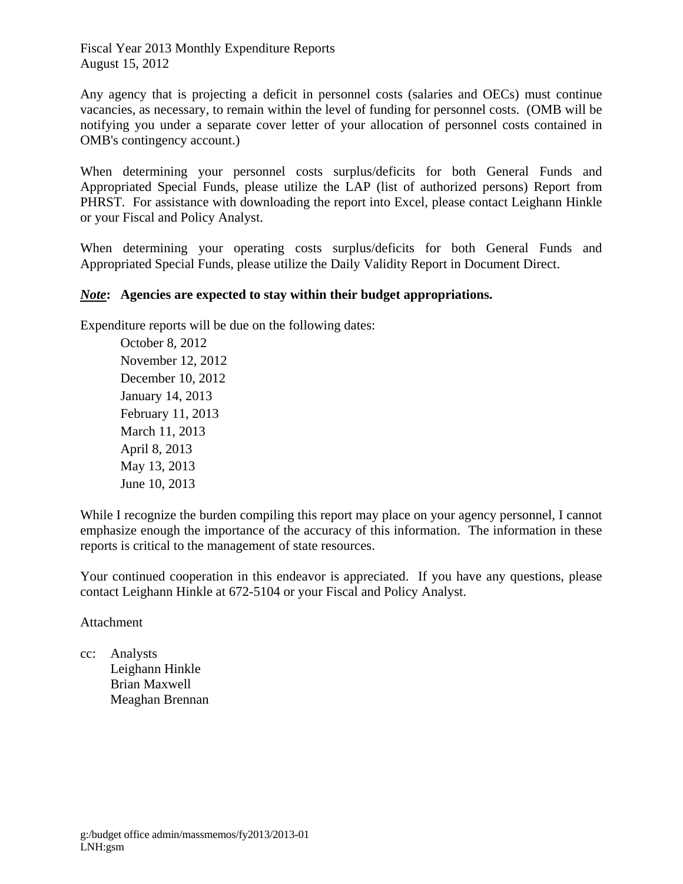Fiscal Year 2013 Monthly Expenditure Reports
August 15, 2012

Any agency that is projecting a deficit in personnel costs (salaries and OECs) must continue vacancies, as necessary, to remain within the level of funding for personnel costs. (OMB will be notifying you under a separate cover letter of your allocation of personnel costs contained in OMB's contingency account.)

When determining your personnel costs surplus/deficits for both General Funds and Appropriated Special Funds, please utilize the LAP (list of authorized persons) Report from PHRST. For assistance with downloading the report into Excel, please contact Leighann Hinkle or your Fiscal and Policy Analyst.

When determining your operating costs surplus/deficits for both General Funds and Appropriated Special Funds, please utilize the Daily Validity Report in Document Direct.

***Note*: Agencies are expected to stay within their budget appropriations.**

Expenditure reports will be due on the following dates:

October 8, 2012
November 12, 2012
December 10, 2012
January 14, 2013
February 11, 2013
March 11, 2013
April 8, 2013
May 13, 2013
June 10, 2013

While I recognize the burden compiling this report may place on your agency personnel, I cannot emphasize enough the importance of the accuracy of this information. The information in these reports is critical to the management of state resources.

Your continued cooperation in this endeavor is appreciated. If you have any questions, please contact Leighann Hinkle at 672-5104 or your Fiscal and Policy Analyst.

Attachment

cc: Analysts
Leighann Hinkle
Brian Maxwell
Meaghan Brennan

g:/budget office admin/massmemos/fy2013/2013-01
LNH:gsm